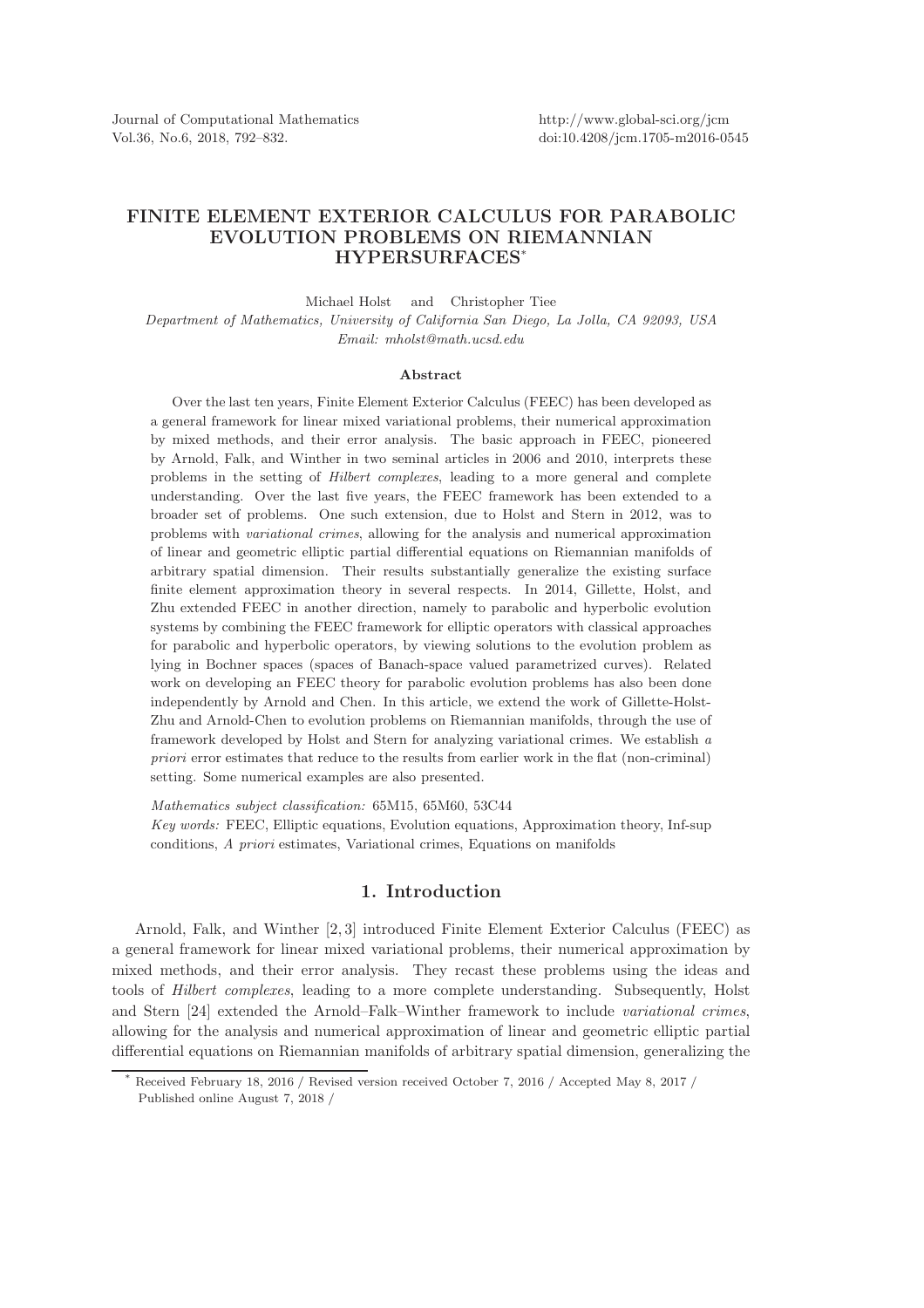# FINITE ELEMENT EXTERIOR CALCULUS FOR PARABOLIC EVOLUTION PROBLEMS ON RIEMANNIAN HYPERSURFACES*

Michael Holst and Christopher Tiee

*Department of Mathematics, University of California San Diego, La Jolla, CA 92093, USA*
*Email: mholst@math.ucsd.edu*

### Abstract

Over the last ten years, Finite Element Exterior Calculus (FEEC) has been developed as a general framework for linear mixed variational problems, their numerical approximation by mixed methods, and their error analysis. The basic approach in FEEC, pioneered by Arnold, Falk, and Winther in two seminal articles in 2006 and 2010, interprets these problems in the setting of *Hilbert complexes*, leading to a more general and complete understanding. Over the last five years, the FEEC framework has been extended to a broader set of problems. One such extension, due to Holst and Stern in 2012, was to problems with *variational crimes*, allowing for the analysis and numerical approximation of linear and geometric elliptic partial differential equations on Riemannian manifolds of arbitrary spatial dimension. Their results substantially generalize the existing surface finite element approximation theory in several respects. In 2014, Gillette, Holst, and Zhu extended FEEC in another direction, namely to parabolic and hyperbolic evolution systems by combining the FEEC framework for elliptic operators with classical approaches for parabolic and hyperbolic operators, by viewing solutions to the evolution problem as lying in Bochner spaces (spaces of Banach-space valued parametrized curves). Related work on developing an FEEC theory for parabolic evolution problems has also been done independently by Arnold and Chen. In this article, we extend the work of Gillette-Holst-Zhu and Arnold-Chen to evolution problems on Riemannian manifolds, through the use of framework developed by Holst and Stern for analyzing variational crimes. We establish *a priori* error estimates that reduce to the results from earlier work in the flat (non-criminal) setting. Some numerical examples are also presented.

*Mathematics subject classification:* 65M15, 65M60, 53C44

*Key words:* FEEC, Elliptic equations, Evolution equations, Approximation theory, Inf-sup conditions, *A priori* estimates, Variational crimes, Equations on manifolds

## 1. Introduction

Arnold, Falk, and Winther [2, 3] introduced Finite Element Exterior Calculus (FEEC) as a general framework for linear mixed variational problems, their numerical approximation by mixed methods, and their error analysis. They recast these problems using the ideas and tools of *Hilbert complexes*, leading to a more complete understanding. Subsequently, Holst and Stern [24] extended the Arnold–Falk–Winther framework to include *variational crimes*, allowing for the analysis and numerical approximation of linear and geometric elliptic partial differential equations on Riemannian manifolds of arbitrary spatial dimension, generalizing the

* Received February 18, 2016 / Revised version received October 7, 2016 / Accepted May 8, 2017 / Published online August 7, 2018 /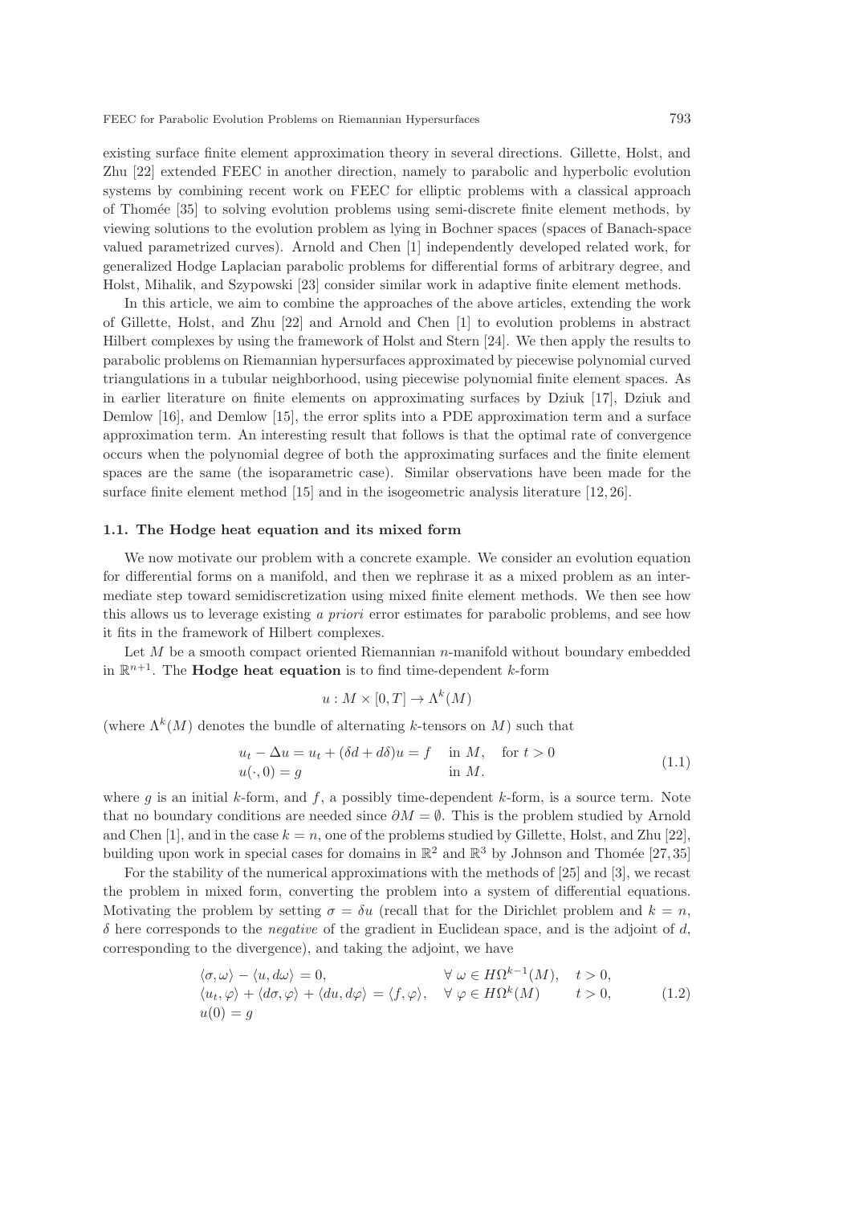existing surface finite element approximation theory in several directions. Gillette, Holst, and Zhu [22] extended FEEC in another direction, namely to parabolic and hyperbolic evolution systems by combining recent work on FEEC for elliptic problems with a classical approach of Thomée [35] to solving evolution problems using semi-discrete finite element methods, by viewing solutions to the evolution problem as lying in Bochner spaces (spaces of Banach-space valued parametrized curves). Arnold and Chen [1] independently developed related work, for generalized Hodge Laplacian parabolic problems for differential forms of arbitrary degree, and Holst, Mihalik, and Szypowski [23] consider similar work in adaptive finite element methods.

In this article, we aim to combine the approaches of the above articles, extending the work of Gillette, Holst, and Zhu [22] and Arnold and Chen [1] to evolution problems in abstract Hilbert complexes by using the framework of Holst and Stern [24]. We then apply the results to parabolic problems on Riemannian hypersurfaces approximated by piecewise polynomial curved triangulations in a tubular neighborhood, using piecewise polynomial finite element spaces. As in earlier literature on finite elements on approximating surfaces by Dziuk [17], Dziuk and Demlow [16], and Demlow [15], the error splits into a PDE approximation term and a surface approximation term. An interesting result that follows is that the optimal rate of convergence occurs when the polynomial degree of both the approximating surfaces and the finite element spaces are the same (the isoparametric case). Similar observations have been made for the surface finite element method [15] and in the isogeometric analysis literature [12, 26].

### 1.1. The Hodge heat equation and its mixed form

We now motivate our problem with a concrete example. We consider an evolution equation for differential forms on a manifold, and then we rephrase it as a mixed problem as an intermediate step toward semidiscretization using mixed finite element methods. We then see how this allows us to leverage existing *a priori* error estimates for parabolic problems, and see how it fits in the framework of Hilbert complexes.

Let $M$ be a smooth compact oriented Riemannian $n$-manifold without boundary embedded in $\mathbb{R}^{n+1}$. The **Hodge heat equation** is to find time-dependent $k$-form

$$u : M \times [0, T] \to \Lambda^k(M)$$

(where $\Lambda^k(M)$ denotes the bundle of alternating $k$-tensors on $M$) such that

$$\begin{aligned} u_t - \Delta u = u_t + (\delta d + d\delta)u &= f \quad \text{in } M, \quad \text{for } t > 0 \\ u(\cdot, 0) &= g \qquad \text{in } M. \end{aligned} \tag{1.1}$$

where $g$ is an initial $k$-form, and $f$, a possibly time-dependent $k$-form, is a source term. Note that no boundary conditions are needed since $\partial M = \emptyset$. This is the problem studied by Arnold and Chen [1], and in the case $k = n$, one of the problems studied by Gillette, Holst, and Zhu [22], building upon work in special cases for domains in $\mathbb{R}^2$ and $\mathbb{R}^3$ by Johnson and Thomée [27, 35]

For the stability of the numerical approximations with the methods of [25] and [3], we recast the problem in mixed form, converting the problem into a system of differential equations. Motivating the problem by setting $\sigma = \delta u$ (recall that for the Dirichlet problem and $k = n$, $\delta$ here corresponds to the *negative* of the gradient in Euclidean space, and is the adjoint of $d$, corresponding to the divergence), and taking the adjoint, we have

$$\begin{aligned} &\langle \sigma, \omega \rangle - \langle u, d\omega \rangle = 0, && \forall\, \omega \in H\Omega^{k-1}(M), \quad t > 0, \\ &\langle u_t, \varphi \rangle + \langle d\sigma, \varphi \rangle + \langle du, d\varphi \rangle = \langle f, \varphi \rangle, && \forall\, \varphi \in H\Omega^k(M) \qquad t > 0, \\ &u(0) = g \end{aligned} \tag{1.2}$$